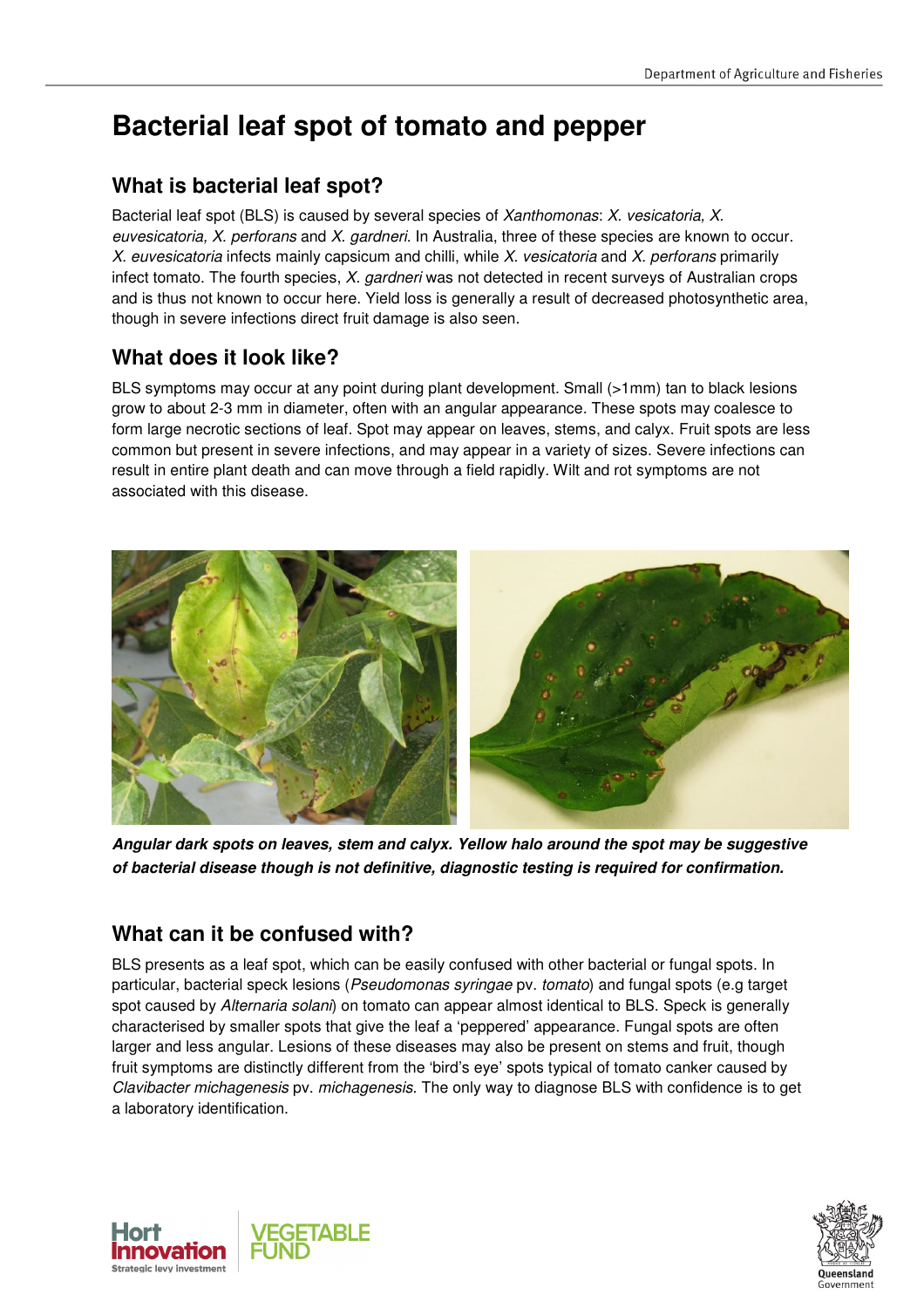# Bacterial leaf spot of tomato and pepper

## What is bacterial leaf spot?

Bacterial leaf spot (BLS) is caused by several species of *Xanthomonas*: *X. vesicatoria, X. euvesicatoria, X. perforans* and *X. gardneri.* In Australia, three of these species are known to occur. *X. euvesicatoria* infects mainly capsicum and chilli, while *X. vesicatoria* and *X. perforans* primarily infect tomato. The fourth species, *X. gardneri* was not detected in recent surveys of Australian crops and is thus not known to occur here. Yield loss is generally a result of decreased photosynthetic area, though in severe infections direct fruit damage is also seen.

## What does it look like?

BLS symptoms may occur at any point during plant development. Small (>1mm) tan to black lesions grow to about 2-3 mm in diameter, often with an angular appearance. These spots may coalesce to form large necrotic sections of leaf. Spot may appear on leaves, stems, and calyx. Fruit spots are less common but present in severe infections, and may appear in a variety of sizes. Severe infections can result in entire plant death and can move through a field rapidly. Wilt and rot symptoms are not associated with this disease.

***Angular dark spots on leaves, stem and calyx. Yellow halo around the spot may be suggestive of bacterial disease though is not definitive, diagnostic testing is required for confirmation.***

## What can it be confused with?

BLS presents as a leaf spot, which can be easily confused with other bacterial or fungal spots. In particular, bacterial speck lesions (*Pseudomonas syringae* pv. *tomato*) and fungal spots (e.g target spot caused by *Alternaria solani*) on tomato can appear almost identical to BLS. Speck is generally characterised by smaller spots that give the leaf a 'peppered' appearance. Fungal spots are often larger and less angular. Lesions of these diseases may also be present on stems and fruit, though fruit symptoms are distinctly different from the 'bird's eye' spots typical of tomato canker caused by *Clavibacter michagenesis* pv. *michagenesis.* The only way to diagnose BLS with confidence is to get a laboratory identification.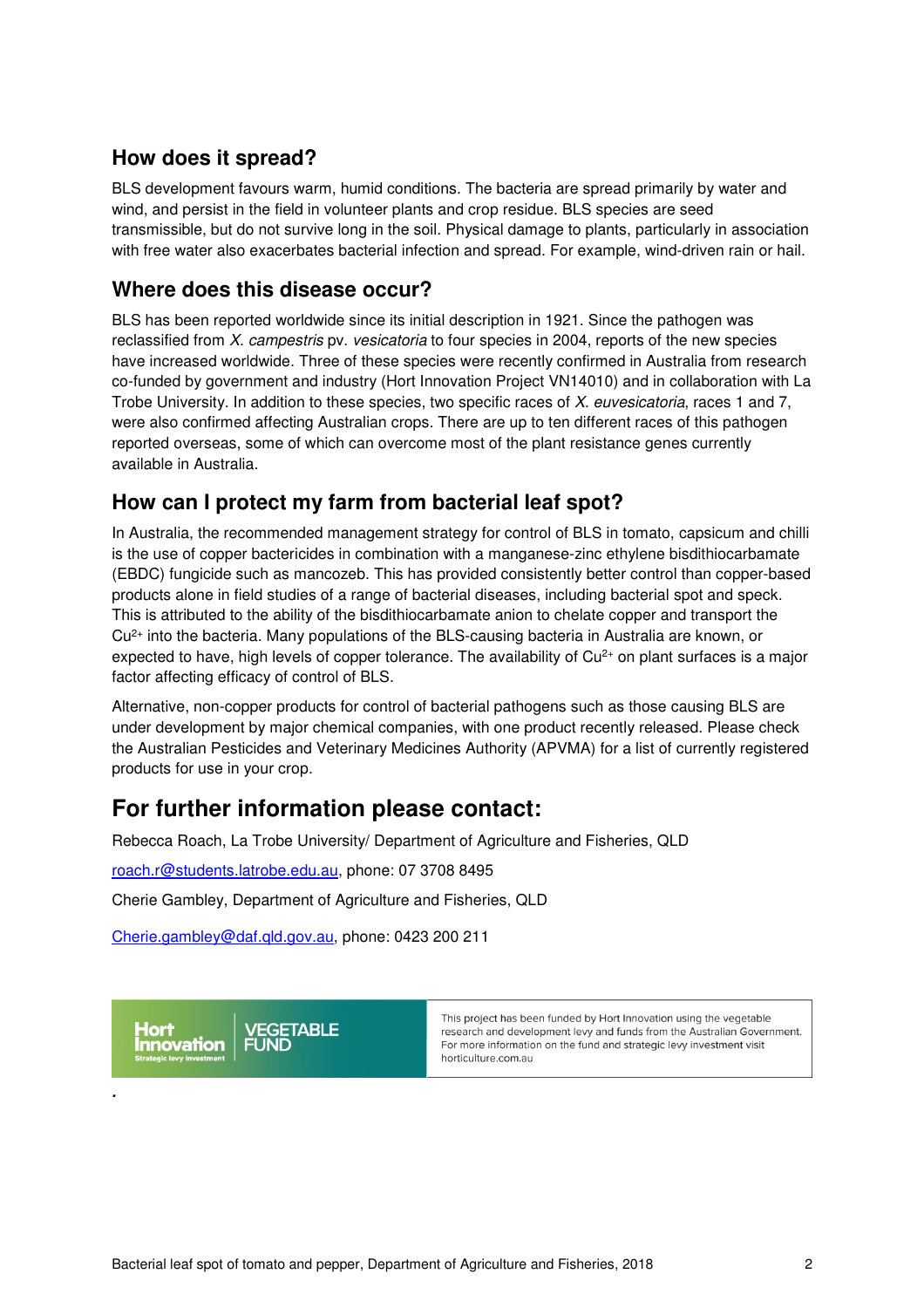## How does it spread?

BLS development favours warm, humid conditions. The bacteria are spread primarily by water and wind, and persist in the field in volunteer plants and crop residue. BLS species are seed transmissible, but do not survive long in the soil. Physical damage to plants, particularly in association with free water also exacerbates bacterial infection and spread. For example, wind-driven rain or hail.

## Where does this disease occur?

BLS has been reported worldwide since its initial description in 1921. Since the pathogen was reclassified from *X. campestris* pv. *vesicatoria* to four species in 2004, reports of the new species have increased worldwide. Three of these species were recently confirmed in Australia from research co-funded by government and industry (Hort Innovation Project VN14010) and in collaboration with La Trobe University. In addition to these species, two specific races of *X. euvesicatoria*, races 1 and 7, were also confirmed affecting Australian crops. There are up to ten different races of this pathogen reported overseas, some of which can overcome most of the plant resistance genes currently available in Australia.

## How can I protect my farm from bacterial leaf spot?

In Australia, the recommended management strategy for control of BLS in tomato, capsicum and chilli is the use of copper bactericides in combination with a manganese-zinc ethylene bisdithiocarbamate (EBDC) fungicide such as mancozeb. This has provided consistently better control than copper-based products alone in field studies of a range of bacterial diseases, including bacterial spot and speck. This is attributed to the ability of the bisdithiocarbamate anion to chelate copper and transport the $Cu^{2+}$ into the bacteria. Many populations of the BLS-causing bacteria in Australia are known, or expected to have, high levels of copper tolerance. The availability of $Cu^{2+}$ on plant surfaces is a major factor affecting efficacy of control of BLS.

Alternative, non-copper products for control of bacterial pathogens such as those causing BLS are under development by major chemical companies, with one product recently released. Please check the Australian Pesticides and Veterinary Medicines Authority (APVMA) for a list of currently registered products for use in your crop.

# For further information please contact:

Rebecca Roach, La Trobe University/ Department of Agriculture and Fisheries, QLD

roach.r@students.latrobe.edu.au, phone: 07 3708 8495

Cherie Gambley, Department of Agriculture and Fisheries, QLD

Cherie.gambley@daf.qld.gov.au, phone: 0423 200 211

Hort Innovation Strategic levy investment | VEGETABLE FUND

This project has been funded by Hort Innovation using the vegetable research and development levy and funds from the Australian Government. For more information on the fund and strategic levy investment visit horticulture.com.au